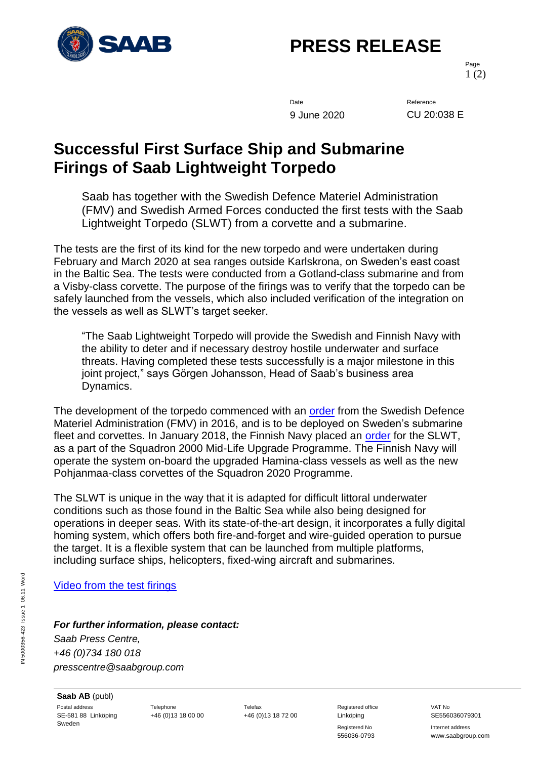# PRESS RELEASE

Date: 9 June 2020

Reference: CU 20:038 E

# Successful First Surface Ship and Submarine Firings of Saab Lightweight Torpedo

Saab has together with the Swedish Defence Materiel Administration (FMV) and Swedish Armed Forces conducted the first tests with the Saab Lightweight Torpedo (SLWT) from a corvette and a submarine.

The tests are the first of its kind for the new torpedo and were undertaken during February and March 2020 at sea ranges outside Karlskrona, on Sweden's east coast in the Baltic Sea. The tests were conducted from a Gotland-class submarine and from a Visby-class corvette. The purpose of the firings was to verify that the torpedo can be safely launched from the vessels, which also included verification of the integration on the vessels as well as SLWT's target seeker.

"The Saab Lightweight Torpedo will provide the Swedish and Finnish Navy with the ability to deter and if necessary destroy hostile underwater and surface threats. Having completed these tests successfully is a major milestone in this joint project," says Görgen Johansson, Head of Saab's business area Dynamics.

The development of the torpedo commenced with an order from the Swedish Defence Materiel Administration (FMV) in 2016, and is to be deployed on Sweden's submarine fleet and corvettes. In January 2018, the Finnish Navy placed an order for the SLWT, as a part of the Squadron 2000 Mid-Life Upgrade Programme. The Finnish Navy will operate the system on-board the upgraded Hamina-class vessels as well as the new Pohjanmaa-class corvettes of the Squadron 2020 Programme.

The SLWT is unique in the way that it is adapted for difficult littoral underwater conditions such as those found in the Baltic Sea while also being designed for operations in deeper seas. With its state-of-the-art design, it incorporates a fully digital homing system, which offers both fire-and-forget and wire-guided operation to pursue the target. It is a flexible system that can be launched from multiple platforms, including surface ships, helicopters, fixed-wing aircraft and submarines.

Video from the test firings

***For further information, please contact:***

*Saab Press Centre,*
*+46 (0)734 180 018*
*presscentre@saabgroup.com*

**Saab AB** (publ)

| Postal address | Telephone | Telefax | Registered office | VAT No |
|---|---|---|---|---|
| SE-581 88 Linköping Sweden | +46 (0)13 18 00 00 | +46 (0)13 18 72 00 | Linköping | SE556036079301 |
| | | | Registered No 556036-0793 | Internet address www.saabgroup.com |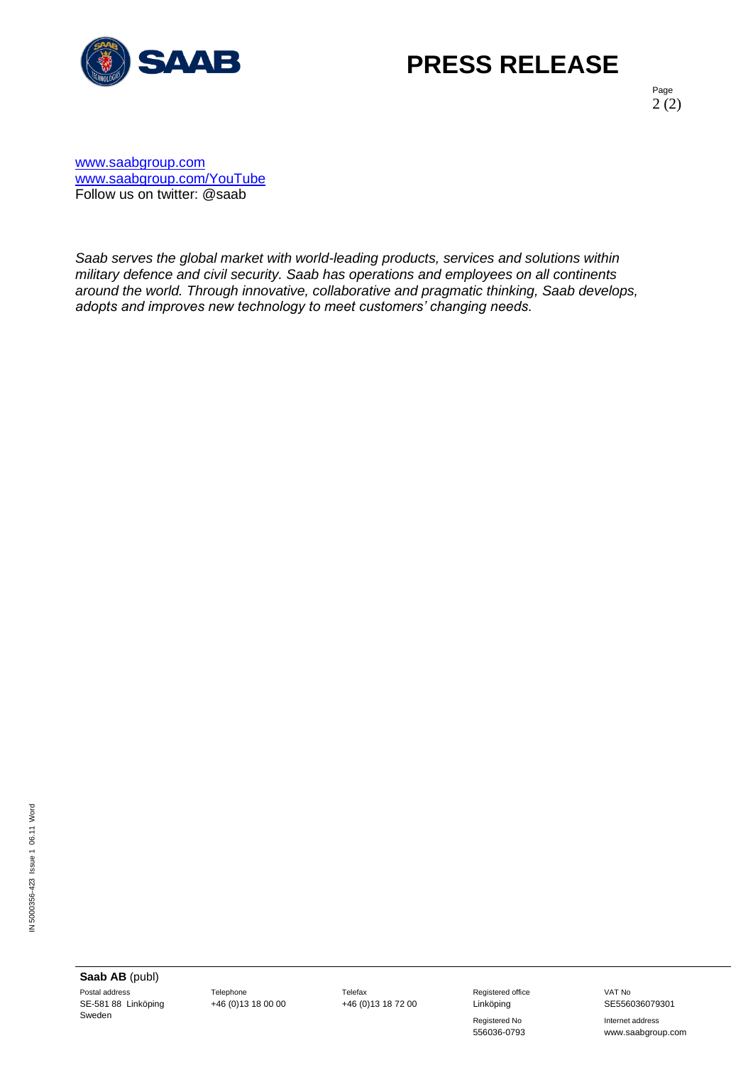www.saabgroup.com
www.saabgroup.com/YouTube
Follow us on twitter: @saab

*Saab serves the global market with world-leading products, services and solutions within military defence and civil security. Saab has operations and employees on all continents around the world. Through innovative, collaborative and pragmatic thinking, Saab develops, adopts and improves new technology to meet customers' changing needs.*

**Saab AB** (publ)

| Postal address | Telephone | Telefax | Registered office | VAT No |
|---|---|---|---|---|
| SE-581 88 Linköping Sweden | +46 (0)13 18 00 00 | +46 (0)13 18 72 00 | Linköping | SE556036079301 |
| | | | Registered No | Internet address |
| | | | 556036-0793 | www.saabgroup.com |